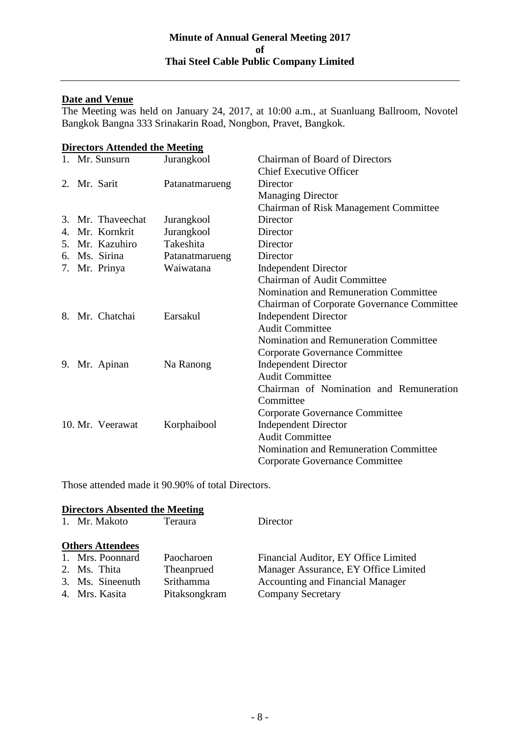# Minute of Annual General Meeting 2017
# of
# Thai Steel Cable Public Company Limited

---

**Date and Venue**

The Meeting was held on January 24, 2017, at 10:00 a.m., at Suanluang Ballroom, Novotel Bangkok Bangna 333 Srinakarin Road, Nongbon, Pravet, Bangkok.

**Directors Attended the Meeting**

| | | |
|---|---|---|
| 1. Mr. Sunsurn | Jurangkool | Chairman of Board of Directors<br>Chief Executive Officer |
| 2. Mr. Sarit | Patanatmarueng | Director<br>Managing Director<br>Chairman of Risk Management Committee |
| 3. Mr. Thaveechat | Jurangkool | Director |
| 4. Mr. Kornkrit | Jurangkool | Director |
| 5. Mr. Kazuhiro | Takeshita | Director |
| 6. Ms. Sirina | Patanatmarueng | Director |
| 7. Mr. Prinya | Waiwatana | Independent Director<br>Chairman of Audit Committee<br>Nomination and Remuneration Committee<br>Chairman of Corporate Governance Committee |
| 8. Mr. Chatchai | Earsakul | Independent Director<br>Audit Committee<br>Nomination and Remuneration Committee<br>Corporate Governance Committee |
| 9. Mr. Apinan | Na Ranong | Independent Director<br>Audit Committee<br>Chairman of Nomination and Remuneration Committee<br>Corporate Governance Committee |
| 10. Mr. Veerawat | Korphaibool | Independent Director<br>Audit Committee<br>Nomination and Remuneration Committee<br>Corporate Governance Committee |

Those attended made it 90.90% of total Directors.

**Directors Absented the Meeting**

| | | |
|---|---|---|
| 1. Mr. Makoto | Teraura | Director |

**Others Attendees**

| | | |
|---|---|---|
| 1. Mrs. Poonnard | Paocharoen | Financial Auditor, EY Office Limited |
| 2. Ms. Thita | Theanprued | Manager Assurance, EY Office Limited |
| 3. Ms. Sineenuth | Srithamma | Accounting and Financial Manager |
| 4. Mrs. Kasita | Pitaksongkram | Company Secretary |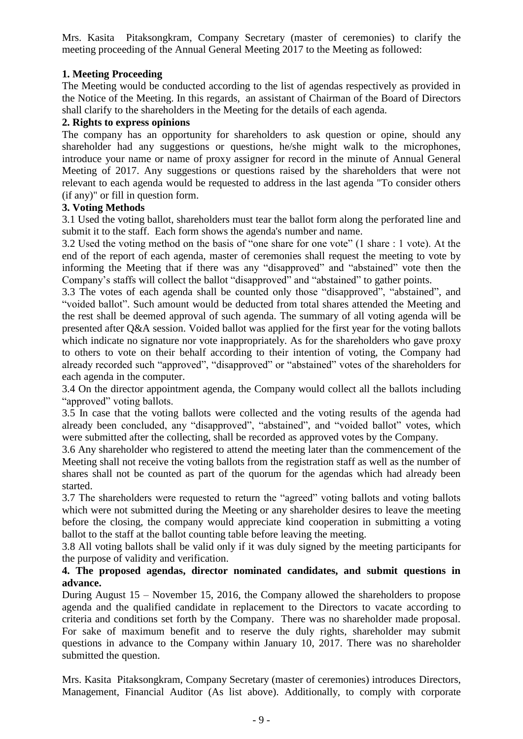Mrs. Kasita Pitaksongkram, Company Secretary (master of ceremonies) to clarify the meeting proceeding of the Annual General Meeting 2017 to the Meeting as followed:

**1. Meeting Proceeding**

The Meeting would be conducted according to the list of agendas respectively as provided in the Notice of the Meeting. In this regards, an assistant of Chairman of the Board of Directors shall clarify to the shareholders in the Meeting for the details of each agenda.

**2. Rights to express opinions**

The company has an opportunity for shareholders to ask question or opine, should any shareholder had any suggestions or questions, he/she might walk to the microphones, introduce your name or name of proxy assigner for record in the minute of Annual General Meeting of 2017. Any suggestions or questions raised by the shareholders that were not relevant to each agenda would be requested to address in the last agenda "To consider others (if any)" or fill in question form.

**3. Voting Methods**

3.1 Used the voting ballot, shareholders must tear the ballot form along the perforated line and submit it to the staff. Each form shows the agenda's number and name.

3.2 Used the voting method on the basis of "one share for one vote" (1 share : 1 vote). At the end of the report of each agenda, master of ceremonies shall request the meeting to vote by informing the Meeting that if there was any "disapproved" and "abstained" vote then the Company's staffs will collect the ballot "disapproved" and "abstained" to gather points.

3.3 The votes of each agenda shall be counted only those "disapproved", "abstained", and "voided ballot". Such amount would be deducted from total shares attended the Meeting and the rest shall be deemed approval of such agenda. The summary of all voting agenda will be presented after Q&A session. Voided ballot was applied for the first year for the voting ballots which indicate no signature nor vote inappropriately. As for the shareholders who gave proxy to others to vote on their behalf according to their intention of voting, the Company had already recorded such "approved", "disapproved" or "abstained" votes of the shareholders for each agenda in the computer.

3.4 On the director appointment agenda, the Company would collect all the ballots including "approved" voting ballots.

3.5 In case that the voting ballots were collected and the voting results of the agenda had already been concluded, any "disapproved", "abstained", and "voided ballot" votes, which were submitted after the collecting, shall be recorded as approved votes by the Company.

3.6 Any shareholder who registered to attend the meeting later than the commencement of the Meeting shall not receive the voting ballots from the registration staff as well as the number of shares shall not be counted as part of the quorum for the agendas which had already been started.

3.7 The shareholders were requested to return the "agreed" voting ballots and voting ballots which were not submitted during the Meeting or any shareholder desires to leave the meeting before the closing, the company would appreciate kind cooperation in submitting a voting ballot to the staff at the ballot counting table before leaving the meeting.

3.8 All voting ballots shall be valid only if it was duly signed by the meeting participants for the purpose of validity and verification.

**4. The proposed agendas, director nominated candidates, and submit questions in advance.**

During August 15 – November 15, 2016, the Company allowed the shareholders to propose agenda and the qualified candidate in replacement to the Directors to vacate according to criteria and conditions set forth by the Company. There was no shareholder made proposal. For sake of maximum benefit and to reserve the duly rights, shareholder may submit questions in advance to the Company within January 10, 2017. There was no shareholder submitted the question.

Mrs. Kasita Pitaksongkram, Company Secretary (master of ceremonies) introduces Directors, Management, Financial Auditor (As list above). Additionally, to comply with corporate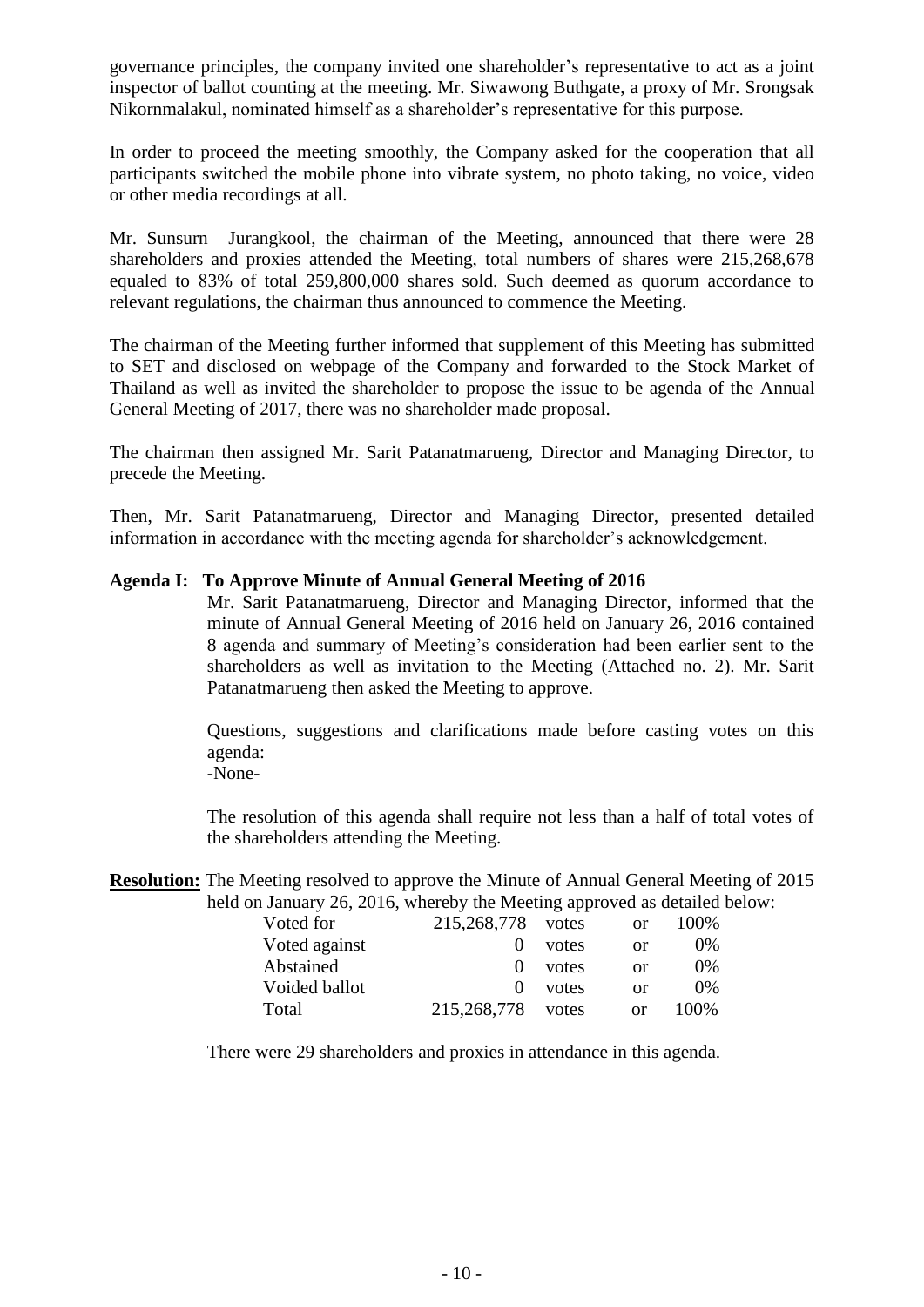governance principles, the company invited one shareholder's representative to act as a joint inspector of ballot counting at the meeting. Mr. Siwawong Buthgate, a proxy of Mr. Srongsak Nikornmalakul, nominated himself as a shareholder's representative for this purpose.

In order to proceed the meeting smoothly, the Company asked for the cooperation that all participants switched the mobile phone into vibrate system, no photo taking, no voice, video or other media recordings at all.

Mr. Sunsurn Jurangkool, the chairman of the Meeting, announced that there were 28 shareholders and proxies attended the Meeting, total numbers of shares were 215,268,678 equaled to 83% of total 259,800,000 shares sold. Such deemed as quorum accordance to relevant regulations, the chairman thus announced to commence the Meeting.

The chairman of the Meeting further informed that supplement of this Meeting has submitted to SET and disclosed on webpage of the Company and forwarded to the Stock Market of Thailand as well as invited the shareholder to propose the issue to be agenda of the Annual General Meeting of 2017, there was no shareholder made proposal.

The chairman then assigned Mr. Sarit Patanatmarueng, Director and Managing Director, to precede the Meeting.

Then, Mr. Sarit Patanatmarueng, Director and Managing Director, presented detailed information in accordance with the meeting agenda for shareholder's acknowledgement.

**Agenda I: To Approve Minute of Annual General Meeting of 2016**

Mr. Sarit Patanatmarueng, Director and Managing Director, informed that the minute of Annual General Meeting of 2016 held on January 26, 2016 contained 8 agenda and summary of Meeting's consideration had been earlier sent to the shareholders as well as invitation to the Meeting (Attached no. 2). Mr. Sarit Patanatmarueng then asked the Meeting to approve.

Questions, suggestions and clarifications made before casting votes on this agenda:
-None-

The resolution of this agenda shall require not less than a half of total votes of the shareholders attending the Meeting.

**Resolution:** The Meeting resolved to approve the Minute of Annual General Meeting of 2015 held on January 26, 2016, whereby the Meeting approved as detailed below:

| | | | | |
|---|---|---|---|---|
| Voted for | 215,268,778 | votes | or | 100% |
| Voted against | 0 | votes | or | 0% |
| Abstained | 0 | votes | or | 0% |
| Voided ballot | 0 | votes | or | 0% |
| Total | 215,268,778 | votes | or | 100% |

There were 29 shareholders and proxies in attendance in this agenda.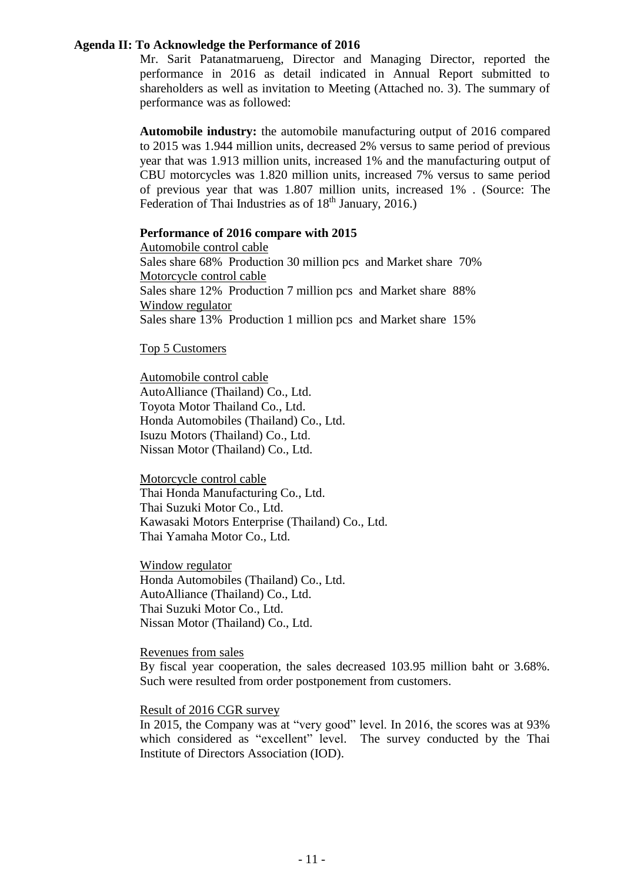**Agenda II: To Acknowledge the Performance of 2016**

Mr. Sarit Patanatmarueng, Director and Managing Director, reported the performance in 2016 as detail indicated in Annual Report submitted to shareholders as well as invitation to Meeting (Attached no. 3). The summary of performance was as followed:

**Automobile industry:** the automobile manufacturing output of 2016 compared to 2015 was 1.944 million units, decreased 2% versus to same period of previous year that was 1.913 million units, increased 1% and the manufacturing output of CBU motorcycles was 1.820 million units, increased 7% versus to same period of previous year that was 1.807 million units, increased 1% . (Source: The Federation of Thai Industries as of 18th January, 2016.)

**Performance of 2016 compare with 2015**

Automobile control cable
Sales share 68% Production 30 million pcs and Market share 70%

Motorcycle control cable
Sales share 12% Production 7 million pcs and Market share 88%

Window regulator
Sales share 13% Production 1 million pcs and Market share 15%

Top 5 Customers

Automobile control cable
AutoAlliance (Thailand) Co., Ltd.
Toyota Motor Thailand Co., Ltd.
Honda Automobiles (Thailand) Co., Ltd.
Isuzu Motors (Thailand) Co., Ltd.
Nissan Motor (Thailand) Co., Ltd.

Motorcycle control cable
Thai Honda Manufacturing Co., Ltd.
Thai Suzuki Motor Co., Ltd.
Kawasaki Motors Enterprise (Thailand) Co., Ltd.
Thai Yamaha Motor Co., Ltd.

Window regulator
Honda Automobiles (Thailand) Co., Ltd.
AutoAlliance (Thailand) Co., Ltd.
Thai Suzuki Motor Co., Ltd.
Nissan Motor (Thailand) Co., Ltd.

Revenues from sales
By fiscal year cooperation, the sales decreased 103.95 million baht or 3.68%. Such were resulted from order postponement from customers.

Result of 2016 CGR survey
In 2015, the Company was at "very good" level. In 2016, the scores was at 93% which considered as "excellent" level. The survey conducted by the Thai Institute of Directors Association (IOD).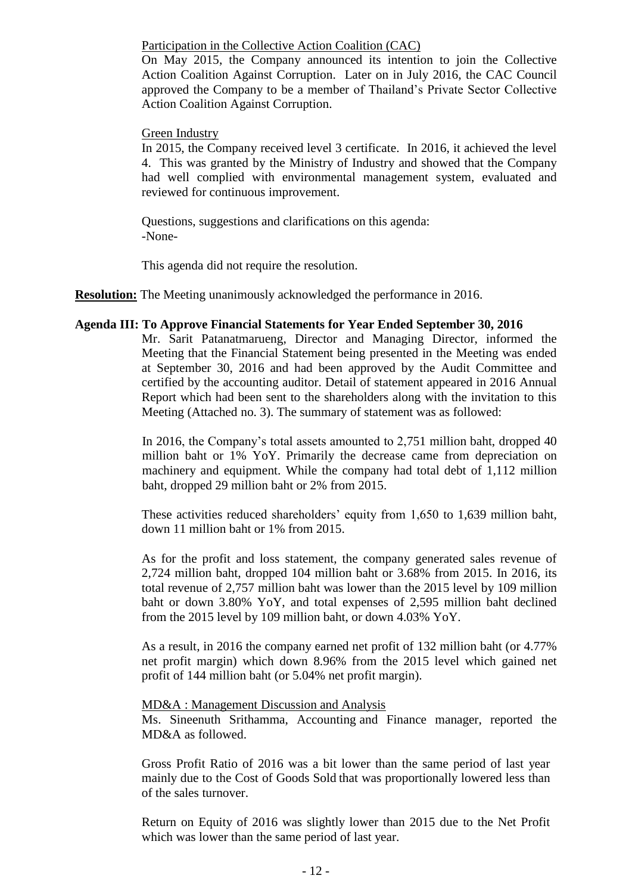Participation in the Collective Action Coalition (CAC)

On May 2015, the Company announced its intention to join the Collective Action Coalition Against Corruption. Later on in July 2016, the CAC Council approved the Company to be a member of Thailand's Private Sector Collective Action Coalition Against Corruption.

Green Industry

In 2015, the Company received level 3 certificate. In 2016, it achieved the level 4. This was granted by the Ministry of Industry and showed that the Company had well complied with environmental management system, evaluated and reviewed for continuous improvement.

Questions, suggestions and clarifications on this agenda:
-None-

This agenda did not require the resolution.

**Resolution:** The Meeting unanimously acknowledged the performance in 2016.

**Agenda III: To Approve Financial Statements for Year Ended September 30, 2016**

Mr. Sarit Patanatmarueng, Director and Managing Director, informed the Meeting that the Financial Statement being presented in the Meeting was ended at September 30, 2016 and had been approved by the Audit Committee and certified by the accounting auditor. Detail of statement appeared in 2016 Annual Report which had been sent to the shareholders along with the invitation to this Meeting (Attached no. 3). The summary of statement was as followed:

In 2016, the Company's total assets amounted to 2,751 million baht, dropped 40 million baht or 1% YoY. Primarily the decrease came from depreciation on machinery and equipment. While the company had total debt of 1,112 million baht, dropped 29 million baht or 2% from 2015.

These activities reduced shareholders' equity from 1,650 to 1,639 million baht, down 11 million baht or 1% from 2015.

As for the profit and loss statement, the company generated sales revenue of 2,724 million baht, dropped 104 million baht or 3.68% from 2015. In 2016, its total revenue of 2,757 million baht was lower than the 2015 level by 109 million baht or down 3.80% YoY, and total expenses of 2,595 million baht declined from the 2015 level by 109 million baht, or down 4.03% YoY.

As a result, in 2016 the company earned net profit of 132 million baht (or 4.77% net profit margin) which down 8.96% from the 2015 level which gained net profit of 144 million baht (or 5.04% net profit margin).

MD&A : Management Discussion and Analysis

Ms. Sineenuth Srithamma, Accounting and Finance manager, reported the MD&A as followed.

Gross Profit Ratio of 2016 was a bit lower than the same period of last year mainly due to the Cost of Goods Sold that was proportionally lowered less than of the sales turnover.

Return on Equity of 2016 was slightly lower than 2015 due to the Net Profit which was lower than the same period of last year.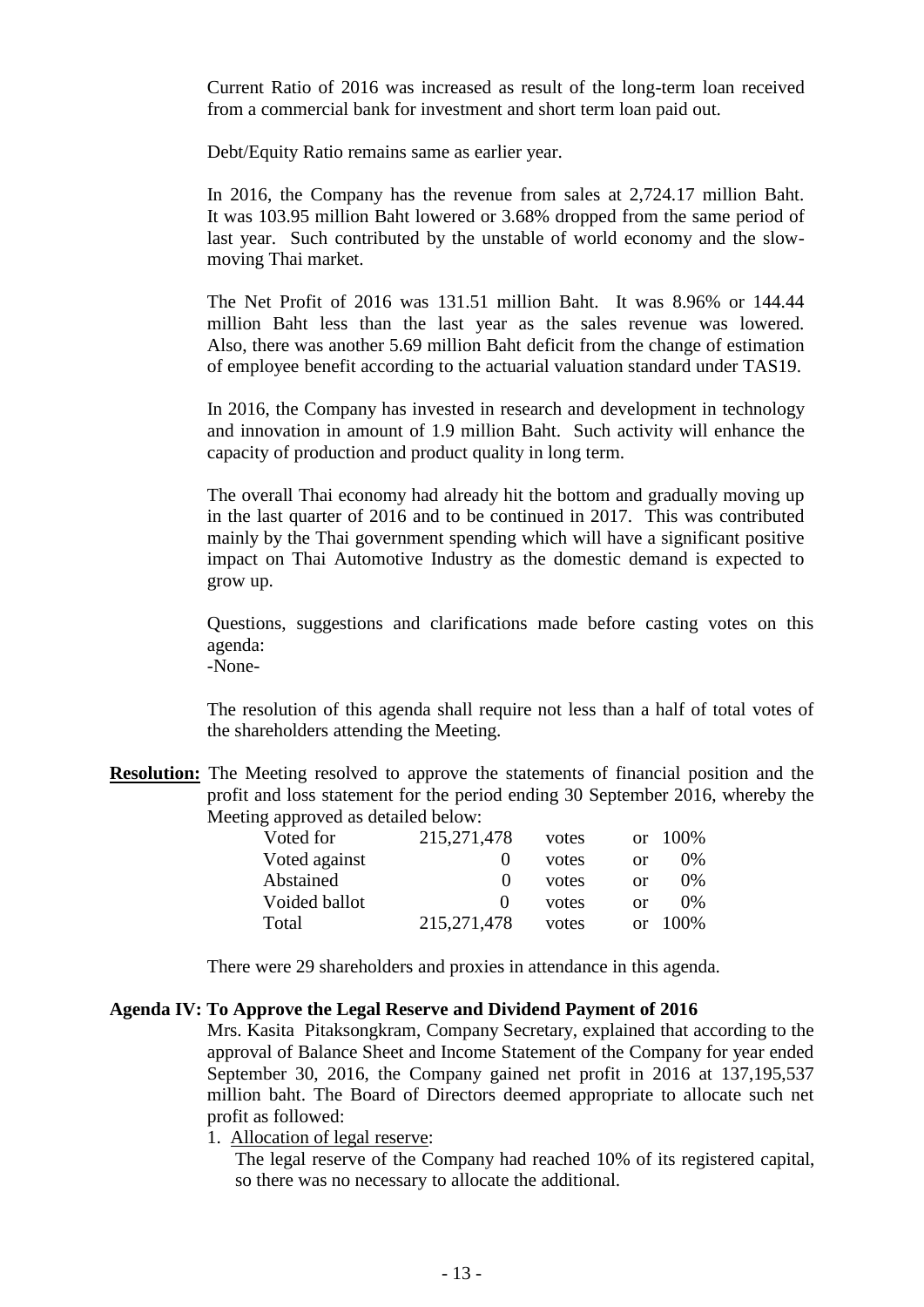Current Ratio of 2016 was increased as result of the long-term loan received from a commercial bank for investment and short term loan paid out.

Debt/Equity Ratio remains same as earlier year.

In 2016, the Company has the revenue from sales at 2,724.17 million Baht. It was 103.95 million Baht lowered or 3.68% dropped from the same period of last year. Such contributed by the unstable of world economy and the slow-moving Thai market.

The Net Profit of 2016 was 131.51 million Baht. It was 8.96% or 144.44 million Baht less than the last year as the sales revenue was lowered. Also, there was another 5.69 million Baht deficit from the change of estimation of employee benefit according to the actuarial valuation standard under TAS19.

In 2016, the Company has invested in research and development in technology and innovation in amount of 1.9 million Baht. Such activity will enhance the capacity of production and product quality in long term.

The overall Thai economy had already hit the bottom and gradually moving up in the last quarter of 2016 and to be continued in 2017. This was contributed mainly by the Thai government spending which will have a significant positive impact on Thai Automotive Industry as the domestic demand is expected to grow up.

Questions, suggestions and clarifications made before casting votes on this agenda:
-None-

The resolution of this agenda shall require not less than a half of total votes of the shareholders attending the Meeting.

**Resolution:** The Meeting resolved to approve the statements of financial position and the profit and loss statement for the period ending 30 September 2016, whereby the Meeting approved as detailed below:

| | | | | |
|---|---|---|---|---|
| Voted for | 215,271,478 | votes | or | 100% |
| Voted against | 0 | votes | or | 0% |
| Abstained | 0 | votes | or | 0% |
| Voided ballot | 0 | votes | or | 0% |
| Total | 215,271,478 | votes | or | 100% |

There were 29 shareholders and proxies in attendance in this agenda.

**Agenda IV: To Approve the Legal Reserve and Dividend Payment of 2016**

Mrs. Kasita Pitaksongkram, Company Secretary, explained that according to the approval of Balance Sheet and Income Statement of the Company for year ended September 30, 2016, the Company gained net profit in 2016 at 137,195,537 million baht. The Board of Directors deemed appropriate to allocate such net profit as followed:

1. Allocation of legal reserve:

   The legal reserve of the Company had reached 10% of its registered capital, so there was no necessary to allocate the additional.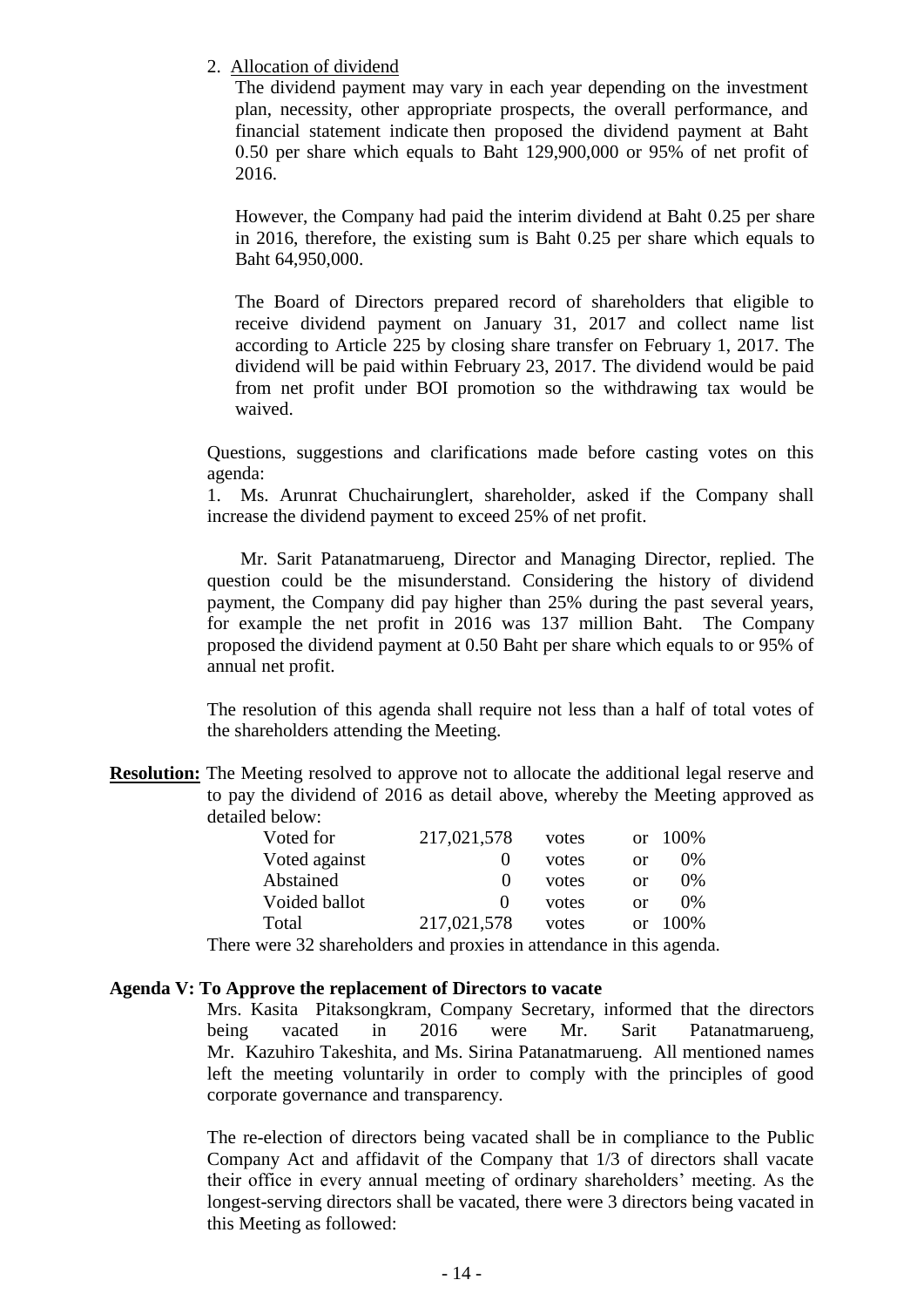2. Allocation of dividend

The dividend payment may vary in each year depending on the investment plan, necessity, other appropriate prospects, the overall performance, and financial statement indicate then proposed the dividend payment at Baht 0.50 per share which equals to Baht 129,900,000 or 95% of net profit of 2016.

However, the Company had paid the interim dividend at Baht 0.25 per share in 2016, therefore, the existing sum is Baht 0.25 per share which equals to Baht 64,950,000.

The Board of Directors prepared record of shareholders that eligible to receive dividend payment on January 31, 2017 and collect name list according to Article 225 by closing share transfer on February 1, 2017. The dividend will be paid within February 23, 2017. The dividend would be paid from net profit under BOI promotion so the withdrawing tax would be waived.

Questions, suggestions and clarifications made before casting votes on this agenda:

1. Ms. Arunrat Chuchairunglert, shareholder, asked if the Company shall increase the dividend payment to exceed 25% of net profit.

Mr. Sarit Patanatmarueng, Director and Managing Director, replied. The question could be the misunderstand. Considering the history of dividend payment, the Company did pay higher than 25% during the past several years, for example the net profit in 2016 was 137 million Baht. The Company proposed the dividend payment at 0.50 Baht per share which equals to or 95% of annual net profit.

The resolution of this agenda shall require not less than a half of total votes of the shareholders attending the Meeting.

**Resolution:** The Meeting resolved to approve not to allocate the additional legal reserve and to pay the dividend of 2016 as detail above, whereby the Meeting approved as detailed below:

| | | | | |
|---|---|---|---|---|
| Voted for | 217,021,578 | votes | or | 100% |
| Voted against | 0 | votes | or | 0% |
| Abstained | 0 | votes | or | 0% |
| Voided ballot | 0 | votes | or | 0% |
| Total | 217,021,578 | votes | or | 100% |

There were 32 shareholders and proxies in attendance in this agenda.

**Agenda V: To Approve the replacement of Directors to vacate**

Mrs. Kasita Pitaksongkram, Company Secretary, informed that the directors being vacated in 2016 were Mr. Sarit Patanatmarueng, Mr. Kazuhiro Takeshita, and Ms. Sirina Patanatmarueng. All mentioned names left the meeting voluntarily in order to comply with the principles of good corporate governance and transparency.

The re-election of directors being vacated shall be in compliance to the Public Company Act and affidavit of the Company that 1/3 of directors shall vacate their office in every annual meeting of ordinary shareholders' meeting. As the longest-serving directors shall be vacated, there were 3 directors being vacated in this Meeting as followed: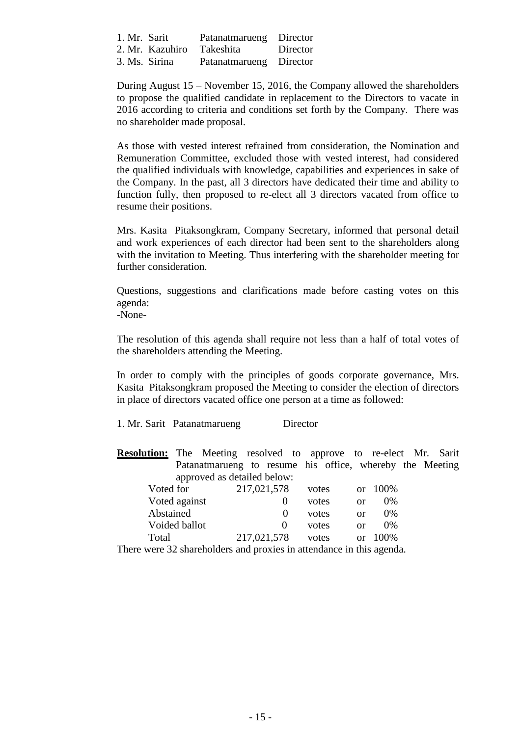| | | |
|---|---|---|
| 1. Mr. Sarit | Patanatmarueng | Director |
| 2. Mr. Kazuhiro | Takeshita | Director |
| 3. Ms. Sirina | Patanatmarueng | Director |

During August 15 – November 15, 2016, the Company allowed the shareholders to propose the qualified candidate in replacement to the Directors to vacate in 2016 according to criteria and conditions set forth by the Company. There was no shareholder made proposal.

As those with vested interest refrained from consideration, the Nomination and Remuneration Committee, excluded those with vested interest, had considered the qualified individuals with knowledge, capabilities and experiences in sake of the Company. In the past, all 3 directors have dedicated their time and ability to function fully, then proposed to re-elect all 3 directors vacated from office to resume their positions.

Mrs. Kasita Pitaksongkram, Company Secretary, informed that personal detail and work experiences of each director had been sent to the shareholders along with the invitation to Meeting. Thus interfering with the shareholder meeting for further consideration.

Questions, suggestions and clarifications made before casting votes on this agenda:
-None-

The resolution of this agenda shall require not less than a half of total votes of the shareholders attending the Meeting.

In order to comply with the principles of goods corporate governance, Mrs. Kasita Pitaksongkram proposed the Meeting to consider the election of directors in place of directors vacated office one person at a time as followed:

1. Mr. Sarit Patanatmarueng Director

**Resolution:** The Meeting resolved to approve to re-elect Mr. Sarit Patanatmarueng to resume his office, whereby the Meeting approved as detailed below:

| | | | | |
|---|---|---|---|---|
| Voted for | 217,021,578 | votes | or | 100% |
| Voted against | 0 | votes | or | 0% |
| Abstained | 0 | votes | or | 0% |
| Voided ballot | 0 | votes | or | 0% |
| Total | 217,021,578 | votes | or | 100% |

There were 32 shareholders and proxies in attendance in this agenda.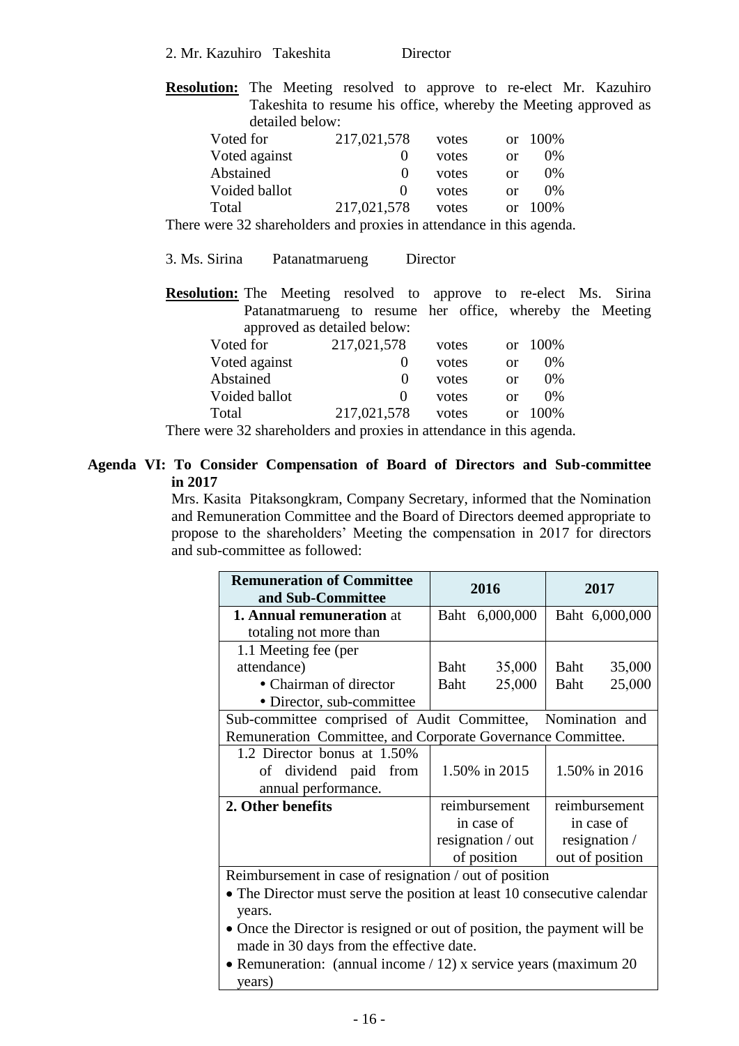2. Mr. Kazuhiro Takeshita Director

**Resolution:** The Meeting resolved to approve to re-elect Mr. Kazuhiro Takeshita to resume his office, whereby the Meeting approved as detailed below:

| | | | | |
|---|---|---|---|---|
| Voted for | 217,021,578 | votes | or | 100% |
| Voted against | 0 | votes | or | 0% |
| Abstained | 0 | votes | or | 0% |
| Voided ballot | 0 | votes | or | 0% |
| Total | 217,021,578 | votes | or | 100% |

There were 32 shareholders and proxies in attendance in this agenda.

3. Ms. Sirina Patanatmarueng Director

**Resolution:** The Meeting resolved to approve to re-elect Ms. Sirina Patanatmarueng to resume her office, whereby the Meeting approved as detailed below:

| | | | | |
|---|---|---|---|---|
| Voted for | 217,021,578 | votes | or | 100% |
| Voted against | 0 | votes | or | 0% |
| Abstained | 0 | votes | or | 0% |
| Voided ballot | 0 | votes | or | 0% |
| Total | 217,021,578 | votes | or | 100% |

There were 32 shareholders and proxies in attendance in this agenda.

**Agenda VI: To Consider Compensation of Board of Directors and Sub-committee in 2017**

Mrs. Kasita Pitaksongkram, Company Secretary, informed that the Nomination and Remuneration Committee and the Board of Directors deemed appropriate to propose to the shareholders' Meeting the compensation in 2017 for directors and sub-committee as followed:

| Remuneration of Committee and Sub-Committee | 2016 | 2017 |
|---|---|---|
| **1. Annual remuneration** at totaling not more than | Baht 6,000,000 | Baht 6,000,000 |
| 1.1 Meeting fee (per attendance)<br>• Chairman of director<br>• Director, sub-committee | Baht 35,000<br>Baht 25,000 | Baht 35,000<br>Baht 25,000 |
| Sub-committee comprised of Audit Committee, Nomination and Remuneration Committee, and Corporate Governance Committee. | | |
| 1.2 Director bonus at 1.50% of dividend paid from annual performance. | 1.50% in 2015 | 1.50% in 2016 |
| **2. Other benefits** | reimbursement in case of resignation / out of position | reimbursement in case of resignation / out of position |
| Reimbursement in case of resignation / out of position<br>• The Director must serve the position at least 10 consecutive calendar years.<br>• Once the Director is resigned or out of position, the payment will be made in 30 days from the effective date.<br>• Remuneration: (annual income / 12) x service years (maximum 20 years) | | |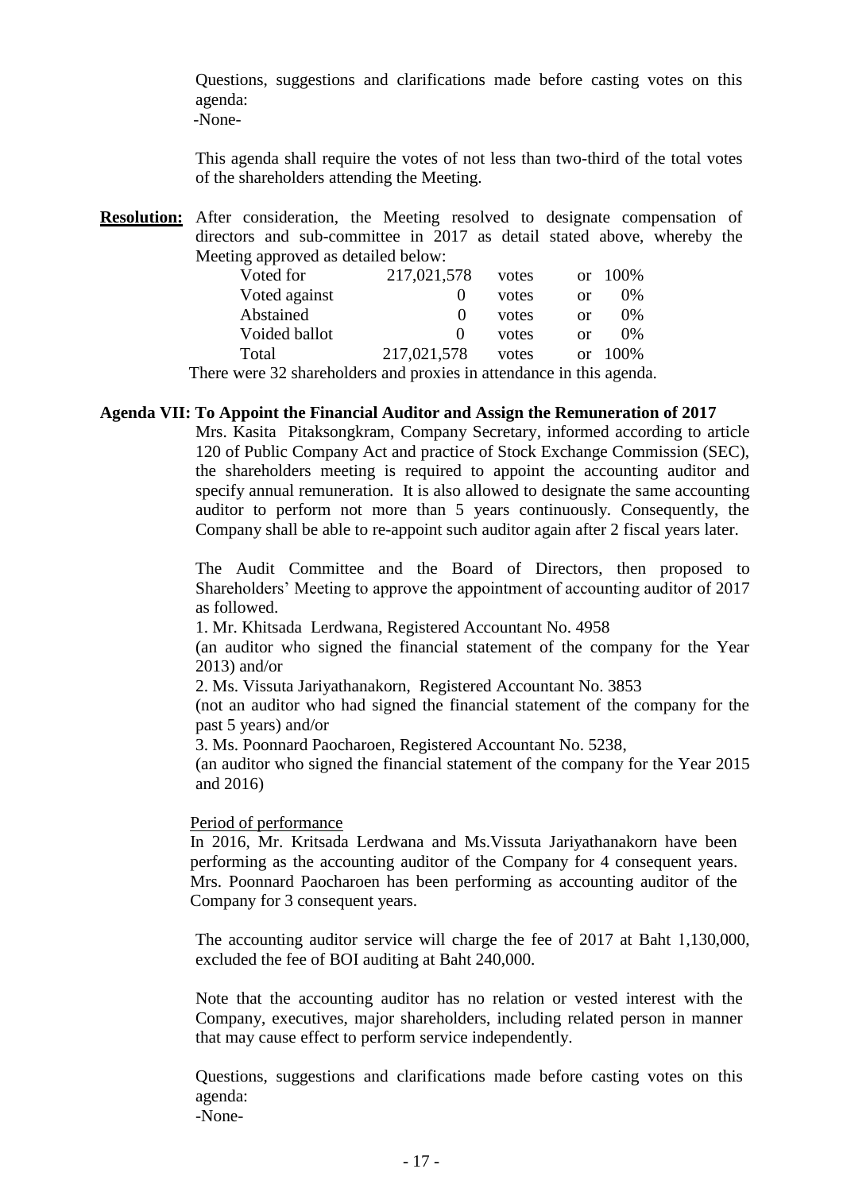Questions, suggestions and clarifications made before casting votes on this agenda:
-None-

This agenda shall require the votes of not less than two-third of the total votes of the shareholders attending the Meeting.

**Resolution:** After consideration, the Meeting resolved to designate compensation of directors and sub-committee in 2017 as detail stated above, whereby the Meeting approved as detailed below:

| | | | | |
|---|---|---|---|---|
| Voted for | 217,021,578 | votes | or | 100% |
| Voted against | 0 | votes | or | 0% |
| Abstained | 0 | votes | or | 0% |
| Voided ballot | 0 | votes | or | 0% |
| Total | 217,021,578 | votes | or | 100% |

There were 32 shareholders and proxies in attendance in this agenda.

**Agenda VII: To Appoint the Financial Auditor and Assign the Remuneration of 2017**

Mrs. Kasita Pitaksongkram, Company Secretary, informed according to article 120 of Public Company Act and practice of Stock Exchange Commission (SEC), the shareholders meeting is required to appoint the accounting auditor and specify annual remuneration. It is also allowed to designate the same accounting auditor to perform not more than 5 years continuously. Consequently, the Company shall be able to re-appoint such auditor again after 2 fiscal years later.

The Audit Committee and the Board of Directors, then proposed to Shareholders' Meeting to approve the appointment of accounting auditor of 2017 as followed.

1. Mr. Khitsada Lerdwana, Registered Accountant No. 4958
(an auditor who signed the financial statement of the company for the Year 2013) and/or
2. Ms. Vissuta Jariyathanakorn, Registered Accountant No. 3853
(not an auditor who had signed the financial statement of the company for the past 5 years) and/or
3. Ms. Poonnard Paocharoen, Registered Accountant No. 5238,
(an auditor who signed the financial statement of the company for the Year 2015 and 2016)

Period of performance

In 2016, Mr. Kritsada Lerdwana and Ms.Vissuta Jariyathanakorn have been performing as the accounting auditor of the Company for 4 consequent years. Mrs. Poonnard Paocharoen has been performing as accounting auditor of the Company for 3 consequent years.

The accounting auditor service will charge the fee of 2017 at Baht 1,130,000, excluded the fee of BOI auditing at Baht 240,000.

Note that the accounting auditor has no relation or vested interest with the Company, executives, major shareholders, including related person in manner that may cause effect to perform service independently.

Questions, suggestions and clarifications made before casting votes on this agenda:
-None-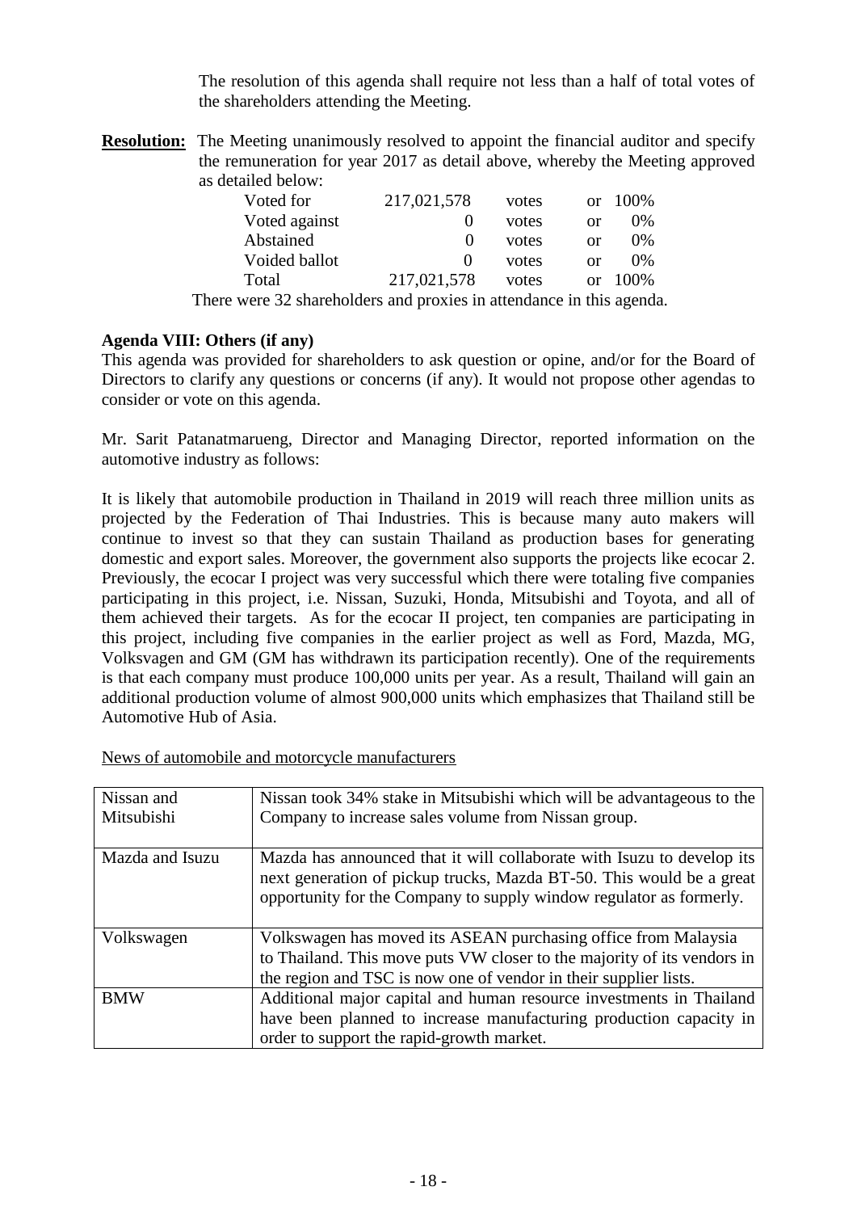The resolution of this agenda shall require not less than a half of total votes of the shareholders attending the Meeting.

**Resolution:** The Meeting unanimously resolved to appoint the financial auditor and specify the remuneration for year 2017 as detail above, whereby the Meeting approved as detailed below:

| | | | | |
|---|---|---|---|---|
| Voted for | 217,021,578 | votes | or | 100% |
| Voted against | 0 | votes | or | 0% |
| Abstained | 0 | votes | or | 0% |
| Voided ballot | 0 | votes | or | 0% |
| Total | 217,021,578 | votes | or | 100% |

There were 32 shareholders and proxies in attendance in this agenda.

**Agenda VIII: Others (if any)**

This agenda was provided for shareholders to ask question or opine, and/or for the Board of Directors to clarify any questions or concerns (if any). It would not propose other agendas to consider or vote on this agenda.

Mr. Sarit Patanatmarueng, Director and Managing Director, reported information on the automotive industry as follows:

It is likely that automobile production in Thailand in 2019 will reach three million units as projected by the Federation of Thai Industries. This is because many auto makers will continue to invest so that they can sustain Thailand as production bases for generating domestic and export sales. Moreover, the government also supports the projects like ecocar 2. Previously, the ecocar I project was very successful which there were totaling five companies participating in this project, i.e. Nissan, Suzuki, Honda, Mitsubishi and Toyota, and all of them achieved their targets. As for the ecocar II project, ten companies are participating in this project, including five companies in the earlier project as well as Ford, Mazda, MG, Volksvagen and GM (GM has withdrawn its participation recently). One of the requirements is that each company must produce 100,000 units per year. As a result, Thailand will gain an additional production volume of almost 900,000 units which emphasizes that Thailand still be Automotive Hub of Asia.

News of automobile and motorcycle manufacturers

| | |
|---|---|
| Nissan and Mitsubishi | Nissan took 34% stake in Mitsubishi which will be advantageous to the Company to increase sales volume from Nissan group. |
| Mazda and Isuzu | Mazda has announced that it will collaborate with Isuzu to develop its next generation of pickup trucks, Mazda BT-50. This would be a great opportunity for the Company to supply window regulator as formerly. |
| Volkswagen | Volkswagen has moved its ASEAN purchasing office from Malaysia to Thailand. This move puts VW closer to the majority of its vendors in the region and TSC is now one of vendor in their supplier lists. |
| BMW | Additional major capital and human resource investments in Thailand have been planned to increase manufacturing production capacity in order to support the rapid-growth market. |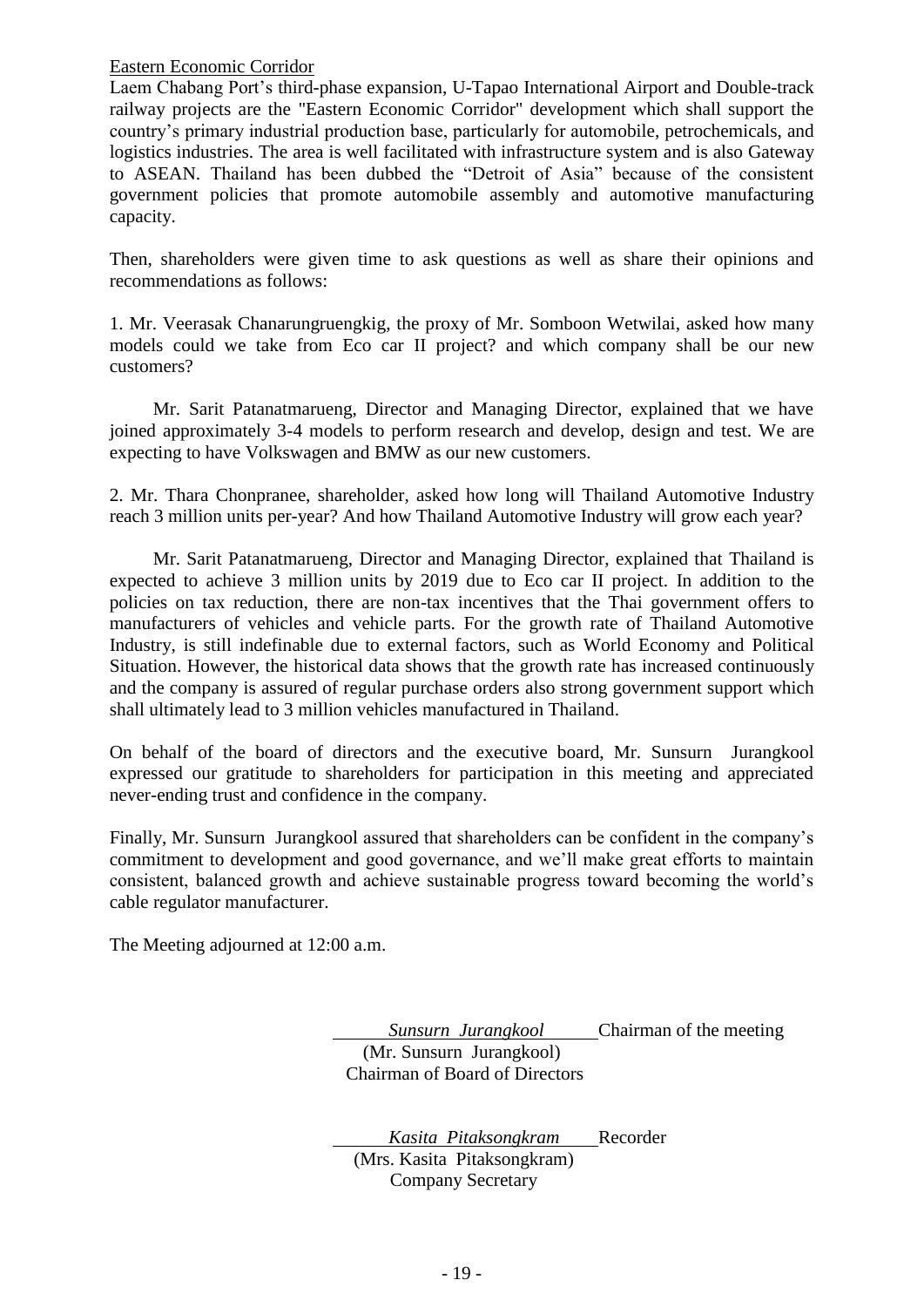Eastern Economic Corridor

Laem Chabang Port's third-phase expansion, U-Tapao International Airport and Double-track railway projects are the "Eastern Economic Corridor" development which shall support the country's primary industrial production base, particularly for automobile, petrochemicals, and logistics industries. The area is well facilitated with infrastructure system and is also Gateway to ASEAN. Thailand has been dubbed the "Detroit of Asia" because of the consistent government policies that promote automobile assembly and automotive manufacturing capacity.

Then, shareholders were given time to ask questions as well as share their opinions and recommendations as follows:

1. Mr. Veerasak Chanarungruengkig, the proxy of Mr. Somboon Wetwilai, asked how many models could we take from Eco car II project? and which company shall be our new customers?

Mr. Sarit Patanatmarueng, Director and Managing Director, explained that we have joined approximately 3-4 models to perform research and develop, design and test. We are expecting to have Volkswagen and BMW as our new customers.

2. Mr. Thara Chonpranee, shareholder, asked how long will Thailand Automotive Industry reach 3 million units per-year? And how Thailand Automotive Industry will grow each year?

Mr. Sarit Patanatmarueng, Director and Managing Director, explained that Thailand is expected to achieve 3 million units by 2019 due to Eco car II project. In addition to the policies on tax reduction, there are non-tax incentives that the Thai government offers to manufacturers of vehicles and vehicle parts. For the growth rate of Thailand Automotive Industry, is still indefinable due to external factors, such as World Economy and Political Situation. However, the historical data shows that the growth rate has increased continuously and the company is assured of regular purchase orders also strong government support which shall ultimately lead to 3 million vehicles manufactured in Thailand.

On behalf of the board of directors and the executive board, Mr. Sunsurn Jurangkool expressed our gratitude to shareholders for participation in this meeting and appreciated never-ending trust and confidence in the company.

Finally, Mr. Sunsurn Jurangkool assured that shareholders can be confident in the company's commitment to development and good governance, and we'll make great efforts to maintain consistent, balanced growth and achieve sustainable progress toward becoming the world's cable regulator manufacturer.

The Meeting adjourned at 12:00 a.m.

*Sunsurn Jurangkool* Chairman of the meeting
(Mr. Sunsurn Jurangkool)
Chairman of Board of Directors

*Kasita Pitaksongkram* Recorder
(Mrs. Kasita Pitaksongkram)
Company Secretary